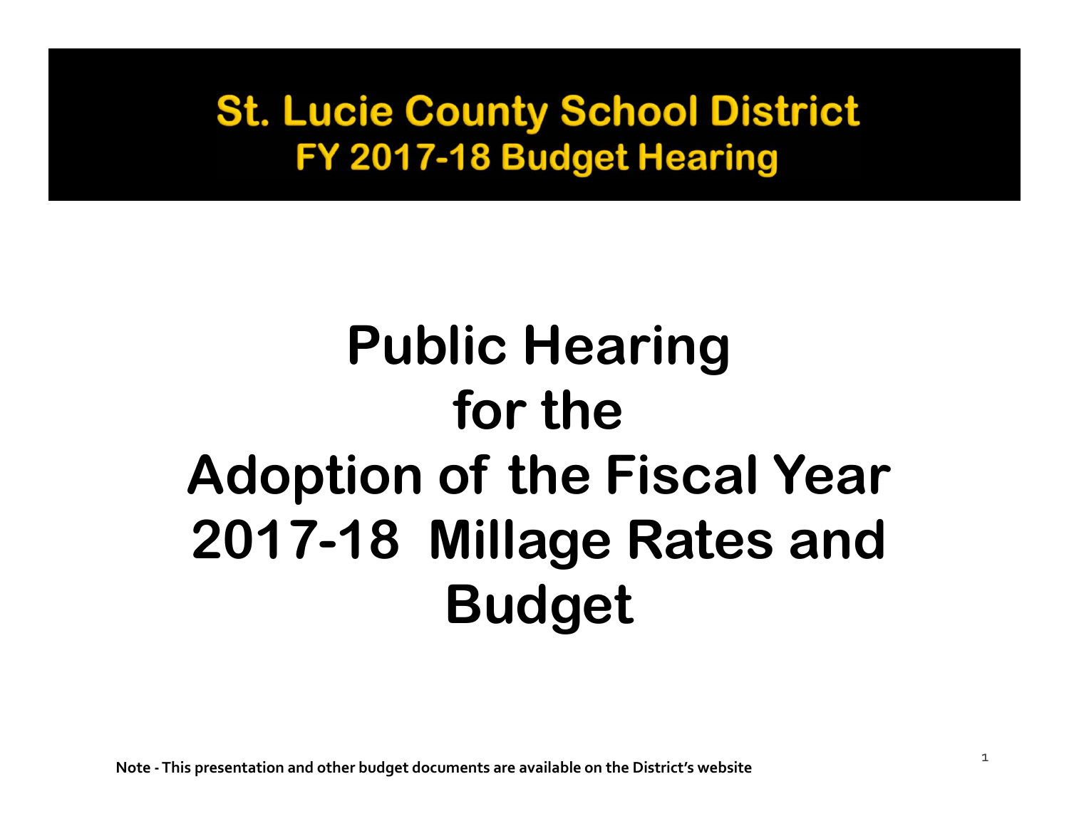# St. Lucie County School District

## FY 2017-18 Budget Hearing

# Public Hearing for the Adoption of the Fiscal Year 2017-18 Millage Rates and Budget

**Note - This presentation and other budget documents are available on the District's website**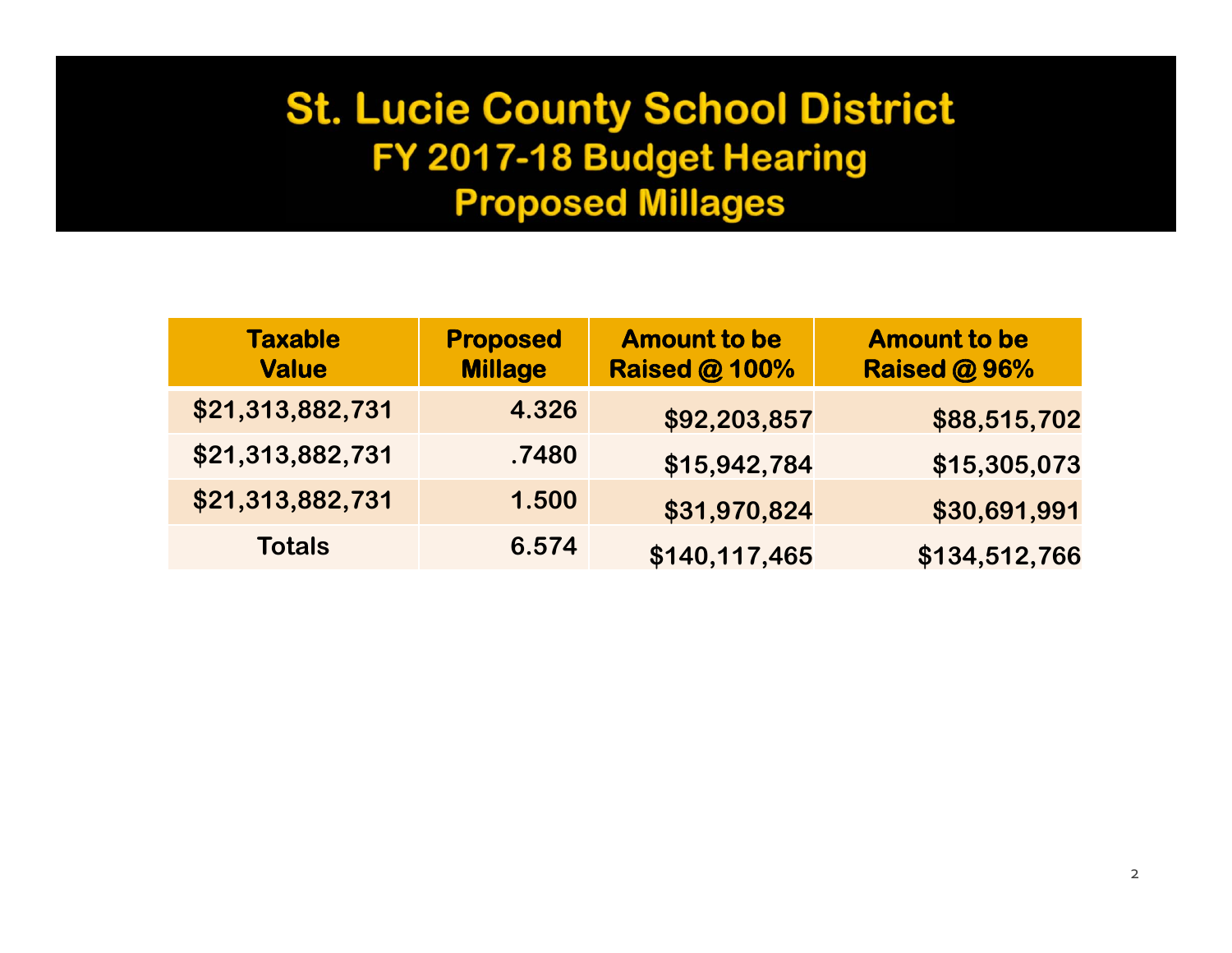# St. Lucie County School District
## FY 2017-18 Budget Hearing
## Proposed Millages

| Taxable Value | Proposed Millage | Amount to be Raised @ 100% | Amount to be Raised @ 96% |
|---|---|---|---|
| $21,313,882,731 | 4.326 | $92,203,857 | $88,515,702 |
| $21,313,882,731 | .7480 | $15,942,784 | $15,305,073 |
| $21,313,882,731 | 1.500 | $31,970,824 | $30,691,991 |
| Totals | 6.574 | $140,117,465 | $134,512,766 |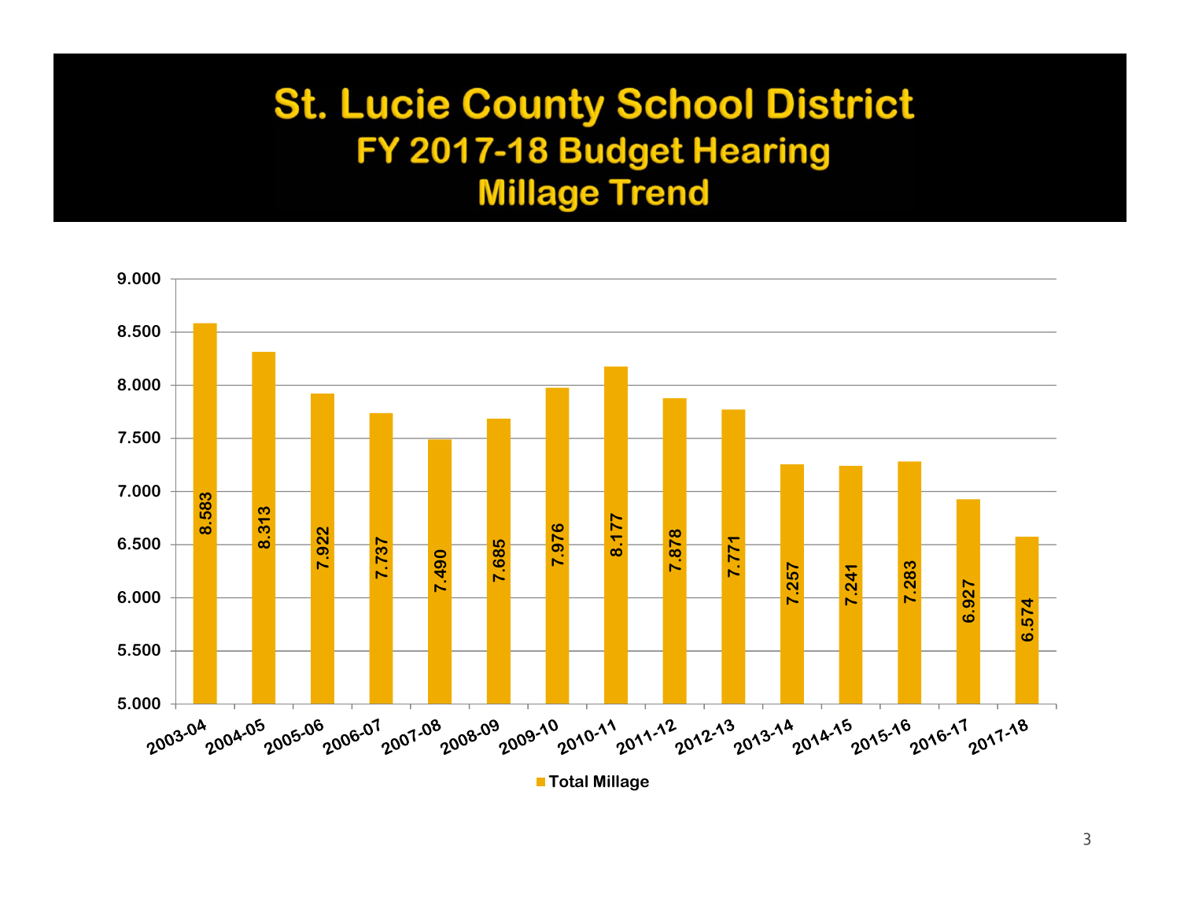# St. Lucie County School District
## FY 2017-18 Budget Hearing
## Millage Trend

| Year | Total Millage |
|---|---|
| 2003-04 | 8.583 |
| 2004-05 | 8.313 |
| 2005-06 | 7.922 |
| 2006-07 | 7.737 |
| 2007-08 | 7.490 |
| 2008-09 | 7.685 |
| 2009-10 | 7.976 |
| 2010-11 | 8.177 |
| 2011-12 | 7.878 |
| 2012-13 | 7.771 |
| 2013-14 | 7.257 |
| 2014-15 | 7.241 |
| 2015-16 | 7.283 |
| 2016-17 | 6.927 |
| 2017-18 | 6.574 |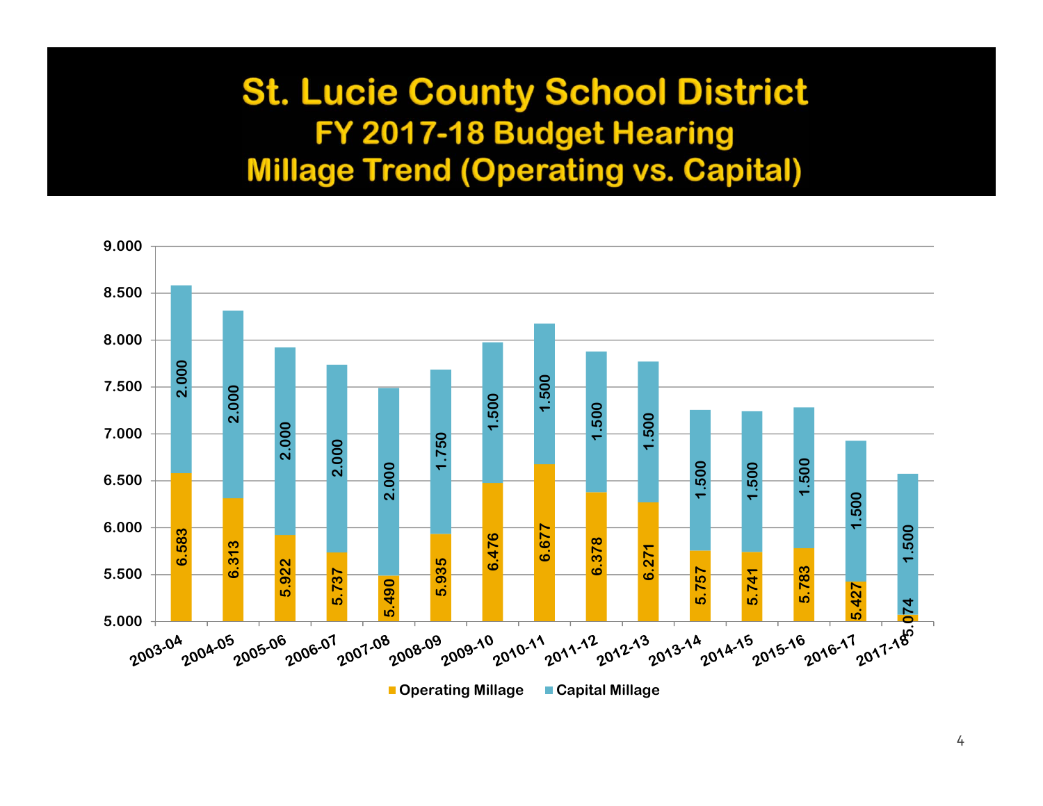# St. Lucie County School District
## FY 2017-18 Budget Hearing
## Millage Trend (Operating vs. Capital)

| Fiscal Year | Operating Millage | Capital Millage |
|---|---|---|
| 2003-04 | 6.583 | 2.000 |
| 2004-05 | 6.313 | 2.000 |
| 2005-06 | 5.922 | 2.000 |
| 2006-07 | 5.737 | 2.000 |
| 2007-08 | 5.490 | 2.000 |
| 2008-09 | 5.935 | 1.750 |
| 2009-10 | 6.476 | 1.500 |
| 2010-11 | 6.677 | 1.500 |
| 2011-12 | 6.378 | 1.500 |
| 2012-13 | 6.271 | 1.500 |
| 2013-14 | 5.757 | 1.500 |
| 2014-15 | 5.741 | 1.500 |
| 2015-16 | 5.783 | 1.500 |
| 2016-17 | 5.427 | 1.500 |
| 2017-18 | 5.074 | 1.500 |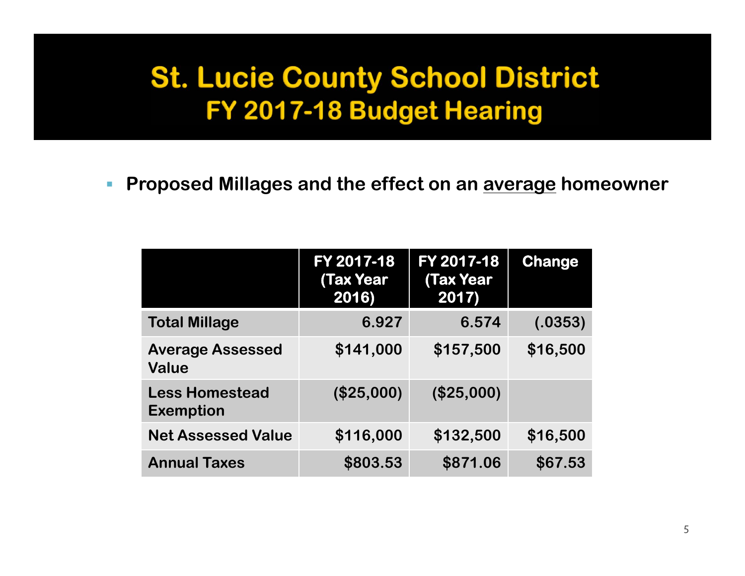# St. Lucie County School District
## FY 2017-18 Budget Hearing

- **Proposed Millages and the effect on an <u>average</u> homeowner**

| | FY 2017-18 (Tax Year 2016) | FY 2017-18 (Tax Year 2017) | Change |
|---|---|---|---|
| **Total Millage** | 6.927 | 6.574 | (.0353) |
| **Average Assessed Value** | $141,000 | $157,500 | $16,500 |
| **Less Homestead Exemption** | ($25,000) | ($25,000) | |
| **Net Assessed Value** | $116,000 | $132,500 | $16,500 |
| **Annual Taxes** | $803.53 | $871.06 | $67.53 |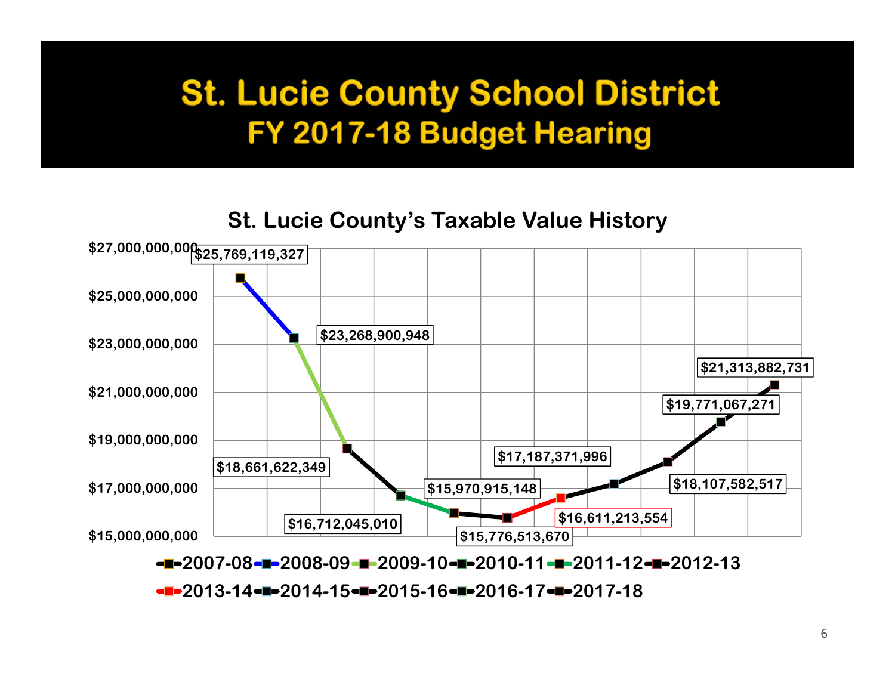# St. Lucie County School District
## FY 2017-18 Budget Hearing

### St. Lucie County's Taxable Value History

| Fiscal Year | Taxable Value |
|---|---|
| 2007-08 | $25,769,119,327 |
| 2008-09 | $23,268,900,948 |
| 2009-10 | $18,661,622,349 |
| 2010-11 | $16,712,045,010 |
| 2011-12 | $15,970,915,148 |
| 2012-13 | $15,776,513,670 |
| 2013-14 | $16,611,213,554 |
| 2014-15 | $17,187,371,996 |
| 2015-16 | $18,107,582,517 |
| 2016-17 | $19,771,067,271 |
| 2017-18 | $21,313,882,731 |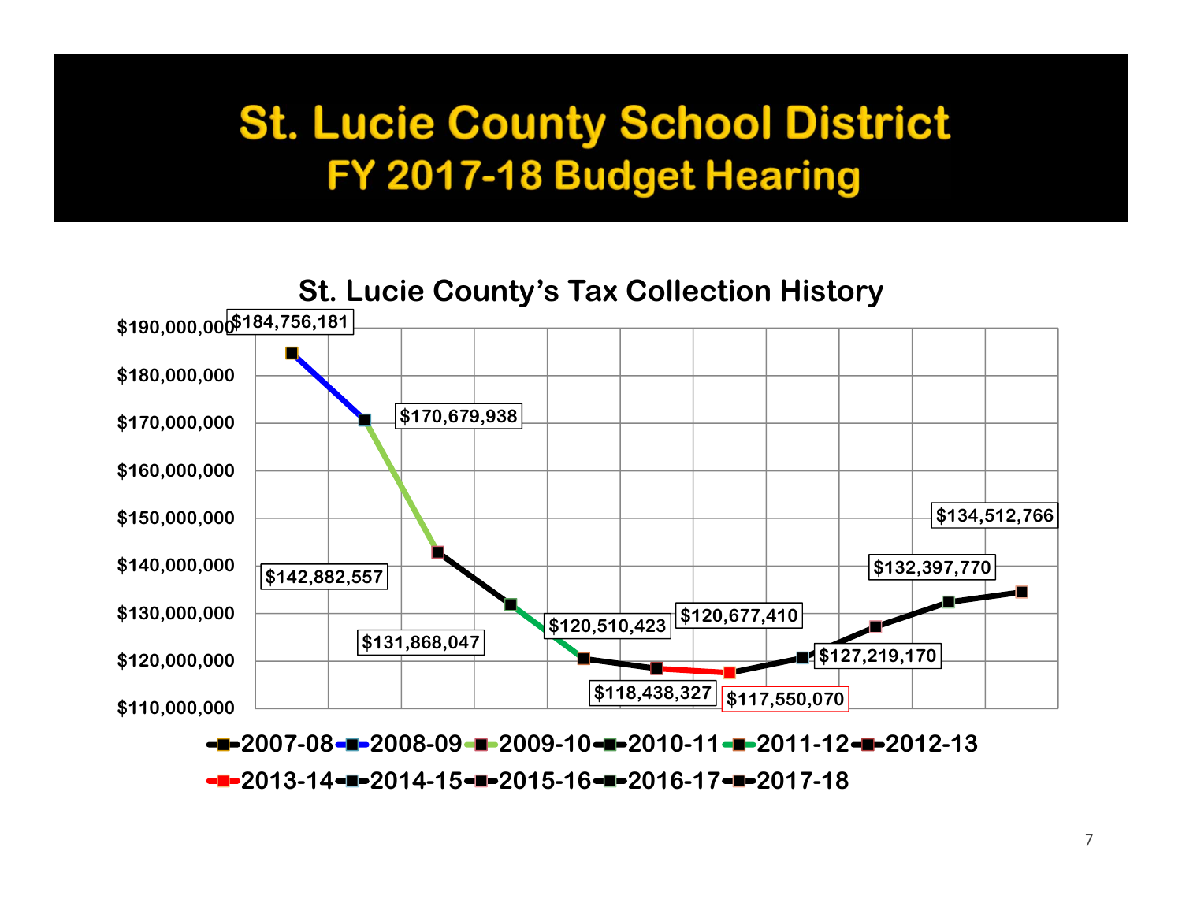# St. Lucie County School District

## FY 2017-18 Budget Hearing

### St. Lucie County's Tax Collection History

| Fiscal Year | Tax Collection |
| --- | --- |
| 2007-08 | $184,756,181 |
| 2008-09 | $170,679,938 |
| 2009-10 | $142,882,557 |
| 2010-11 | $131,868,047 |
| 2011-12 | $120,510,423 |
| 2012-13 | $118,438,327 |
| 2013-14 | $117,550,070 |
| 2014-15 | $120,677,410 |
| 2015-16 | $127,219,170 |
| 2016-17 | $132,397,770 |
| 2017-18 | $134,512,766 |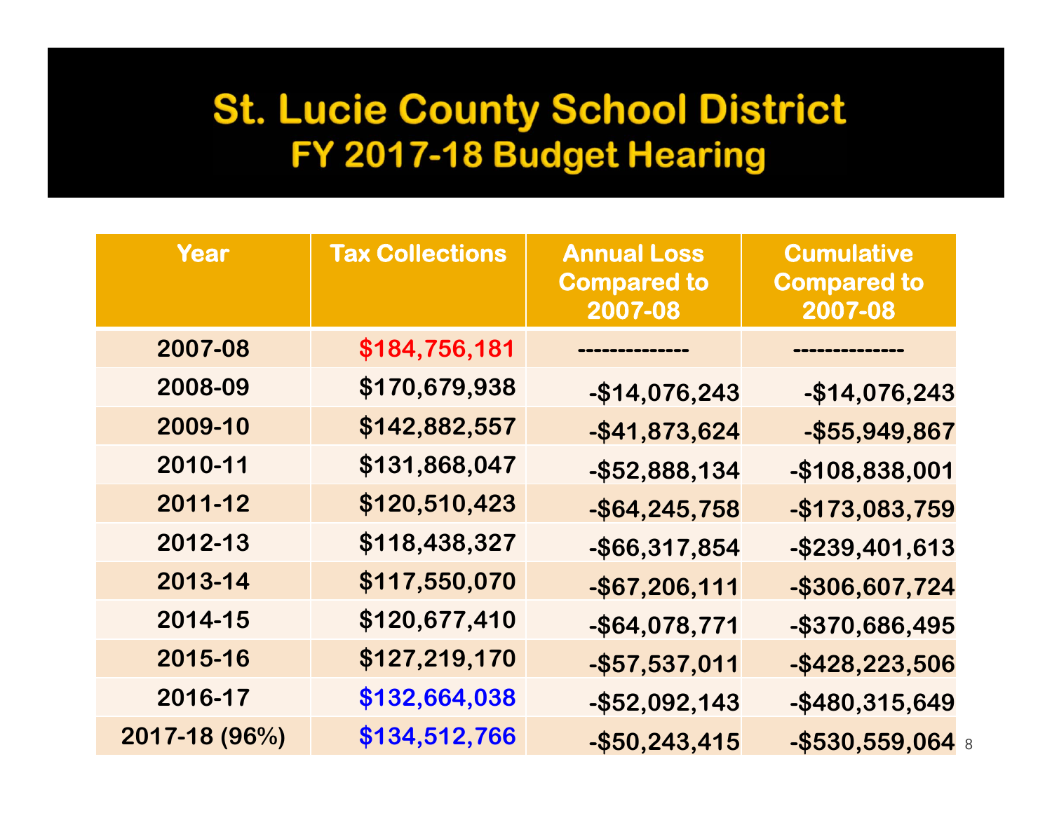# St. Lucie County School District
## FY 2017-18 Budget Hearing

| Year | Tax Collections | Annual Loss Compared to 2007-08 | Cumulative Compared to 2007-08 |
|---|---|---|---|
| 2007-08 | $184,756,181 | -------------- | -------------- |
| 2008-09 | $170,679,938 | -$14,076,243 | -$14,076,243 |
| 2009-10 | $142,882,557 | -$41,873,624 | -$55,949,867 |
| 2010-11 | $131,868,047 | -$52,888,134 | -$108,838,001 |
| 2011-12 | $120,510,423 | -$64,245,758 | -$173,083,759 |
| 2012-13 | $118,438,327 | -$66,317,854 | -$239,401,613 |
| 2013-14 | $117,550,070 | -$67,206,111 | -$306,607,724 |
| 2014-15 | $120,677,410 | -$64,078,771 | -$370,686,495 |
| 2015-16 | $127,219,170 | -$57,537,011 | -$428,223,506 |
| 2016-17 | $132,664,038 | -$52,092,143 | -$480,315,649 |
| 2017-18 (96%) | $134,512,766 | -$50,243,415 | -$530,559,064 |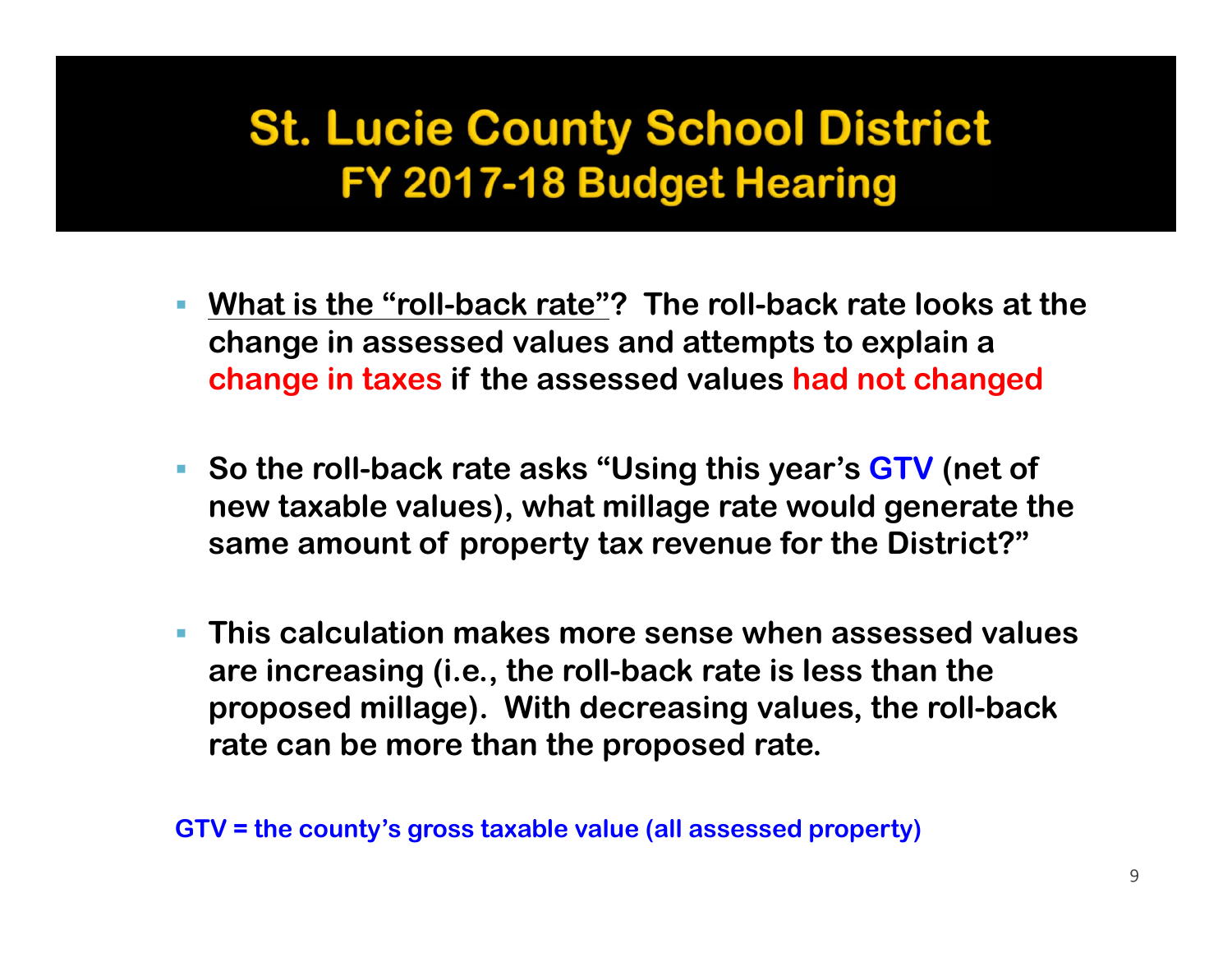# St. Lucie County School District
## FY 2017-18 Budget Hearing

- **What is the "roll-back rate"? The roll-back rate looks at the change in assessed values and attempts to explain a change in taxes if the assessed values had not changed**

- **So the roll-back rate asks "Using this year's GTV (net of new taxable values), what millage rate would generate the same amount of property tax revenue for the District?"**

- **This calculation makes more sense when assessed values are increasing (i.e., the roll-back rate is less than the proposed millage). With decreasing values, the roll-back rate can be more than the proposed rate.**

**GTV = the county's gross taxable value (all assessed property)**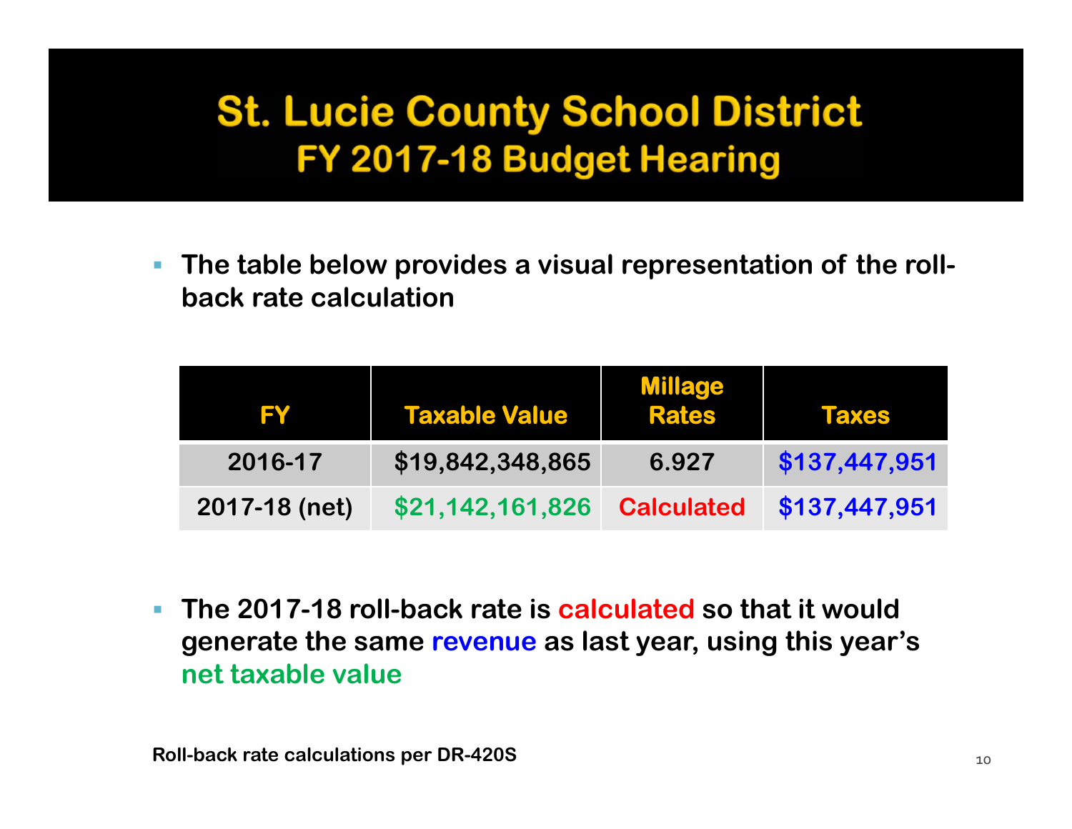# St. Lucie County School District
## FY 2017-18 Budget Hearing

- **The table below provides a visual representation of the roll-back rate calculation**

| FY | Taxable Value | Millage Rates | Taxes |
|---|---|---|---|
| 2016-17 | $19,842,348,865 | 6.927 | $137,447,951 |
| 2017-18 (net) | $21,142,161,826 | Calculated | $137,447,951 |

- **The 2017-18 roll-back rate is calculated so that it would generate the same revenue as last year, using this year's net taxable value**

**Roll-back rate calculations per DR-420S**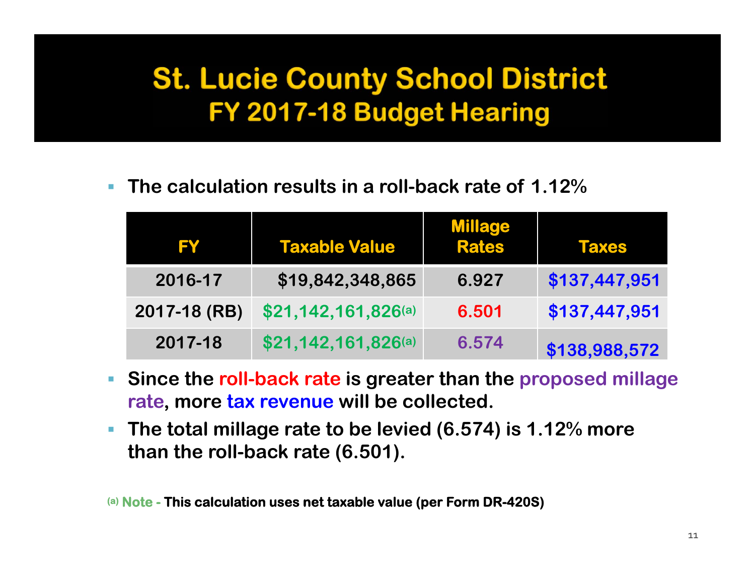# St. Lucie County School District
## FY 2017-18 Budget Hearing

- **The calculation results in a roll-back rate of 1.12%**

| FY | Taxable Value | Millage Rates | Taxes |
|---|---|---|---|
| 2016-17 | $19,842,348,865 | 6.927 | $137,447,951 |
| 2017-18 (RB) | $21,142,161,826[(a)] | 6.501 | $137,447,951 |
| 2017-18 | $21,142,161,826[(a)] | 6.574 | $138,988,572 |

- **Since the roll-back rate is greater than the proposed millage rate, more tax revenue will be collected.**
- **The total millage rate to be levied (6.574) is 1.12% more than the roll-back rate (6.501).**

[(a)] **Note - This calculation uses net taxable value (per Form DR-420S)**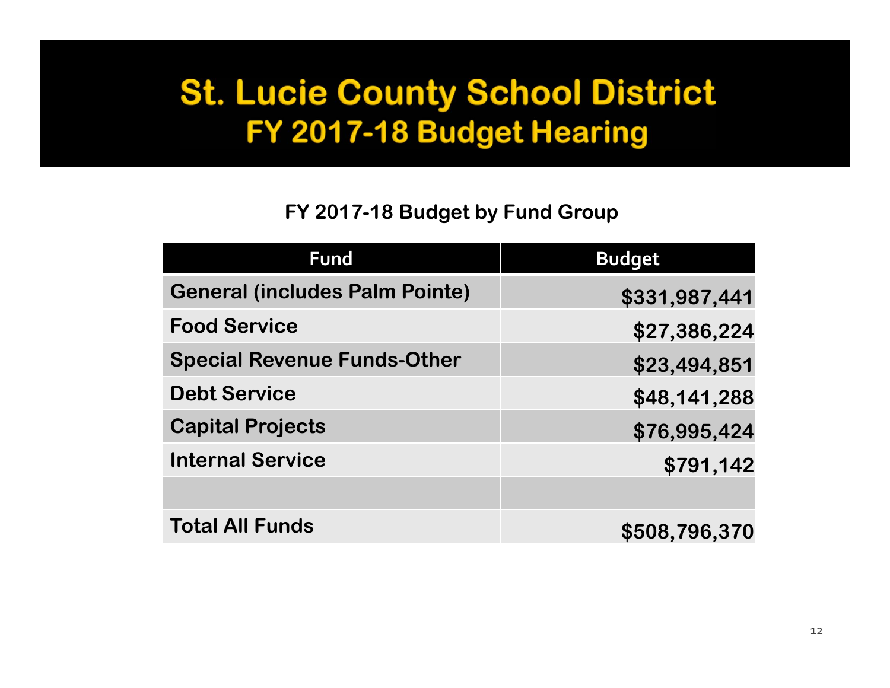# St. Lucie County School District
## FY 2017-18 Budget Hearing

### FY 2017-18 Budget by Fund Group

| Fund | Budget |
|---|---:|
| General (includes Palm Pointe) | $331,987,441 |
| Food Service | $27,386,224 |
| Special Revenue Funds-Other | $23,494,851 |
| Debt Service | $48,141,288 |
| Capital Projects | $76,995,424 |
| Internal Service | $791,142 |
| | |
| Total All Funds | $508,796,370 |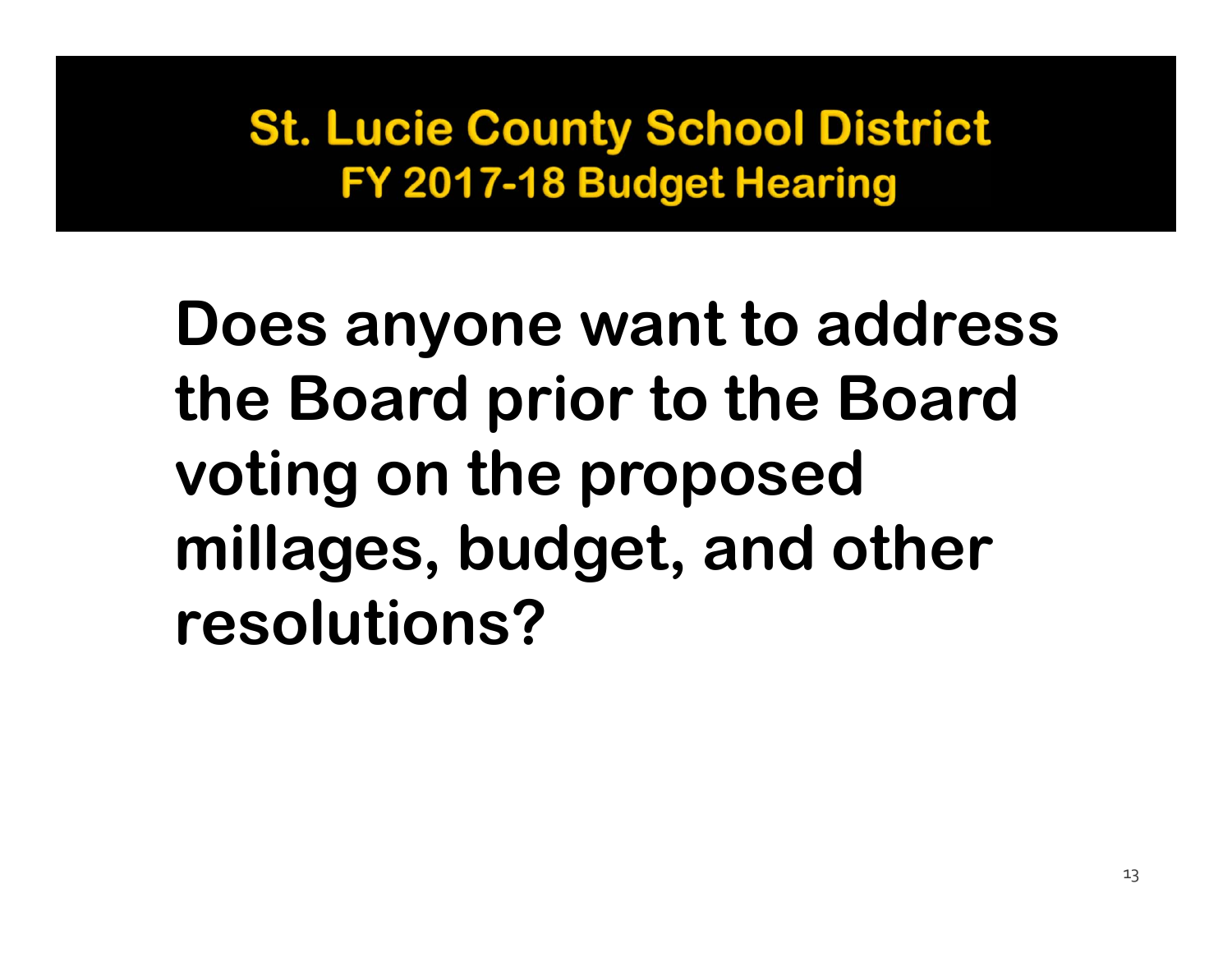# St. Lucie County School District
## FY 2017-18 Budget Hearing

**Does anyone want to address the Board prior to the Board voting on the proposed millages, budget, and other resolutions?**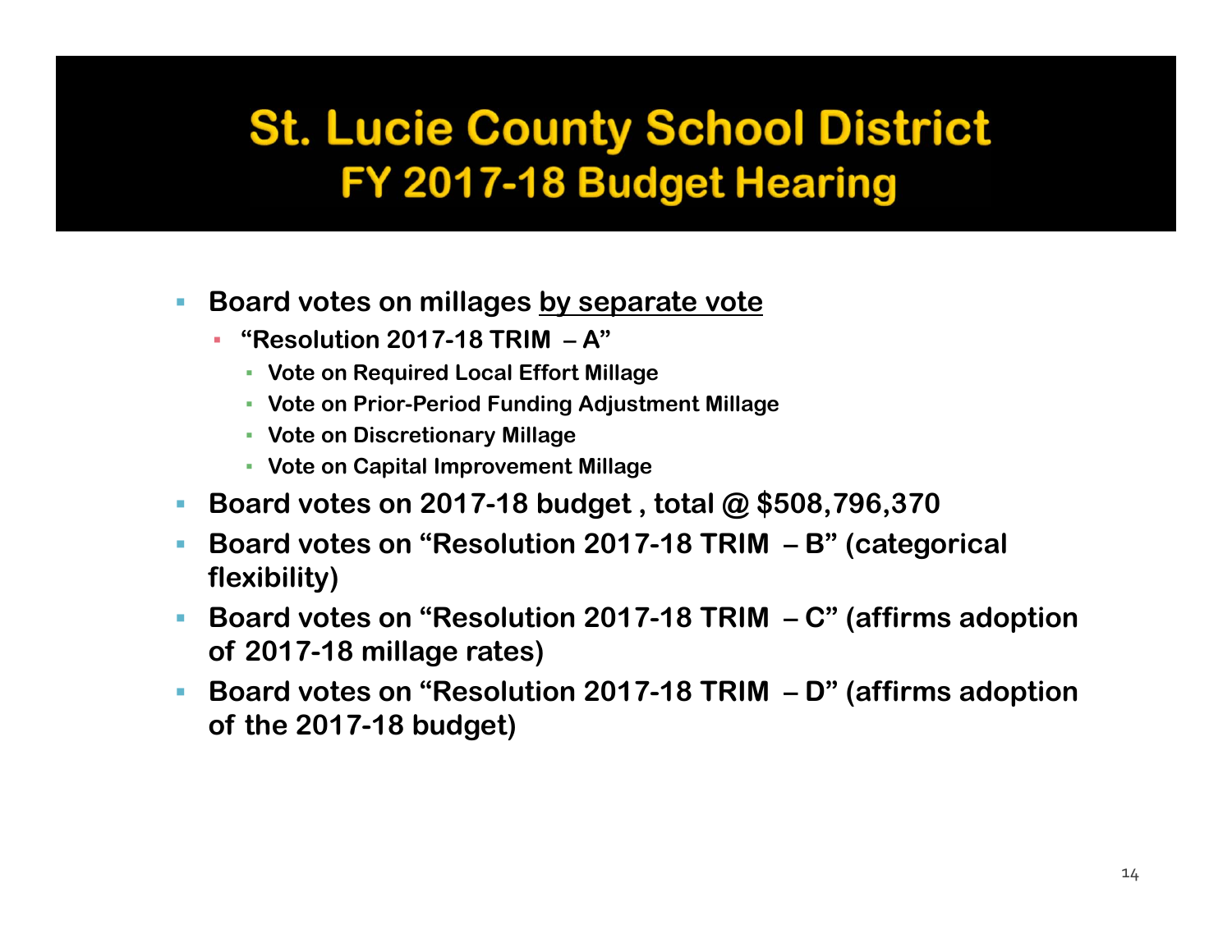# St. Lucie County School District

## FY 2017-18 Budget Hearing

- **Board votes on millages <u>by separate vote</u>**
  - **"Resolution 2017-18 TRIM – A"**
    - **Vote on Required Local Effort Millage**
    - **Vote on Prior-Period Funding Adjustment Millage**
    - **Vote on Discretionary Millage**
    - **Vote on Capital Improvement Millage**
- **Board votes on 2017-18 budget , total @ $508,796,370**
- **Board votes on "Resolution 2017-18 TRIM – B" (categorical flexibility)**
- **Board votes on "Resolution 2017-18 TRIM – C" (affirms adoption of 2017-18 millage rates)**
- **Board votes on "Resolution 2017-18 TRIM – D" (affirms adoption of the 2017-18 budget)**